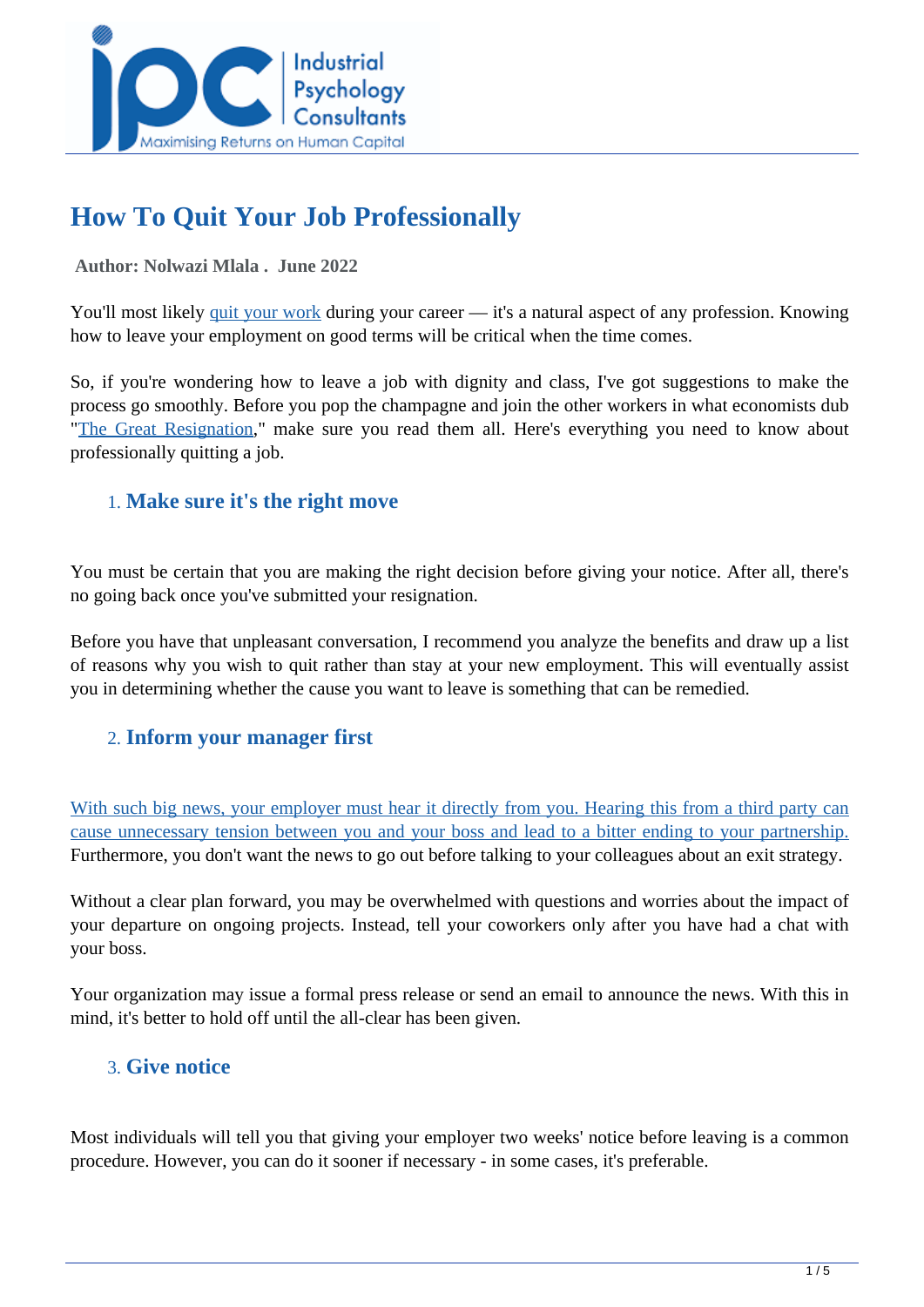# How To Quit Your Job Professionally

**Author: Nolwazi Mlala . June 2022**

You'll most likely quit your work during your career — it's a natural aspect of any profession. Knowing how to leave your employment on good terms will be critical when the time comes.

So, if you're wondering how to leave a job with dignity and class, I've got suggestions to make the process go smoothly. Before you pop the champagne and join the other workers in what economists dub "The Great Resignation," make sure you read them all. Here's everything you need to know about professionally quitting a job.

## 1. Make sure it's the right move

You must be certain that you are making the right decision before giving your notice. After all, there's no going back once you've submitted your resignation.

Before you have that unpleasant conversation, I recommend you analyze the benefits and draw up a list of reasons why you wish to quit rather than stay at your new employment. This will eventually assist you in determining whether the cause you want to leave is something that can be remedied.

## 2. Inform your manager first

With such big news, your employer must hear it directly from you. Hearing this from a third party can cause unnecessary tension between you and your boss and lead to a bitter ending to your partnership. Furthermore, you don't want the news to go out before talking to your colleagues about an exit strategy.

Without a clear plan forward, you may be overwhelmed with questions and worries about the impact of your departure on ongoing projects. Instead, tell your coworkers only after you have had a chat with your boss.

Your organization may issue a formal press release or send an email to announce the news. With this in mind, it's better to hold off until the all-clear has been given.

## 3. Give notice

Most individuals will tell you that giving your employer two weeks' notice before leaving is a common procedure. However, you can do it sooner if necessary - in some cases, it's preferable.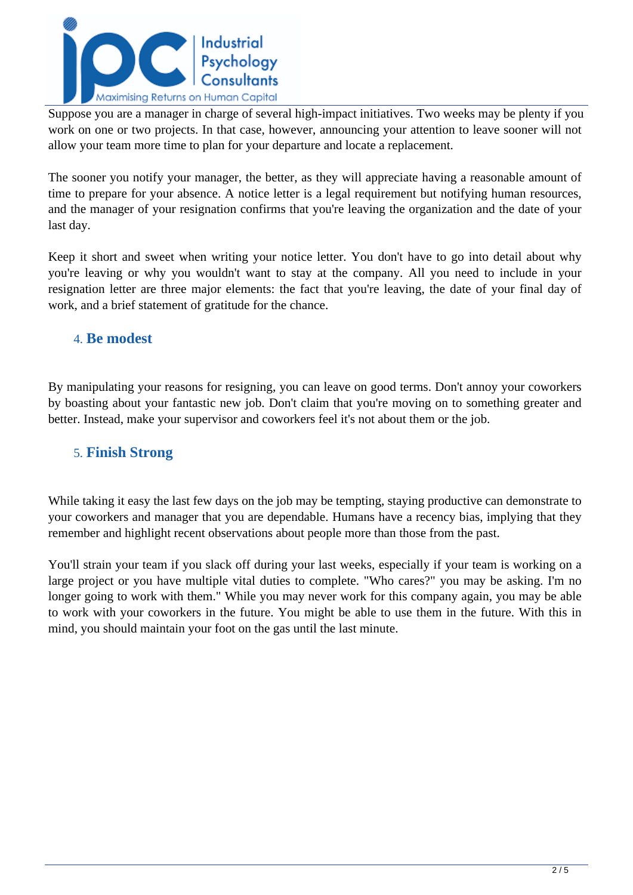Suppose you are a manager in charge of several high-impact initiatives. Two weeks may be plenty if you work on one or two projects. In that case, however, announcing your attention to leave sooner will not allow your team more time to plan for your departure and locate a replacement.

The sooner you notify your manager, the better, as they will appreciate having a reasonable amount of time to prepare for your absence. A notice letter is a legal requirement but notifying human resources, and the manager of your resignation confirms that you're leaving the organization and the date of your last day.

Keep it short and sweet when writing your notice letter. You don't have to go into detail about why you're leaving or why you wouldn't want to stay at the company. All you need to include in your resignation letter are three major elements: the fact that you're leaving, the date of your final day of work, and a brief statement of gratitude for the chance.

### 4. Be modest

By manipulating your reasons for resigning, you can leave on good terms. Don't annoy your coworkers by boasting about your fantastic new job. Don't claim that you're moving on to something greater and better. Instead, make your supervisor and coworkers feel it's not about them or the job.

### 5. Finish Strong

While taking it easy the last few days on the job may be tempting, staying productive can demonstrate to your coworkers and manager that you are dependable. Humans have a recency bias, implying that they remember and highlight recent observations about people more than those from the past.

You'll strain your team if you slack off during your last weeks, especially if your team is working on a large project or you have multiple vital duties to complete. "Who cares?" you may be asking. I'm no longer going to work with them." While you may never work for this company again, you may be able to work with your coworkers in the future. You might be able to use them in the future. With this in mind, you should maintain your foot on the gas until the last minute.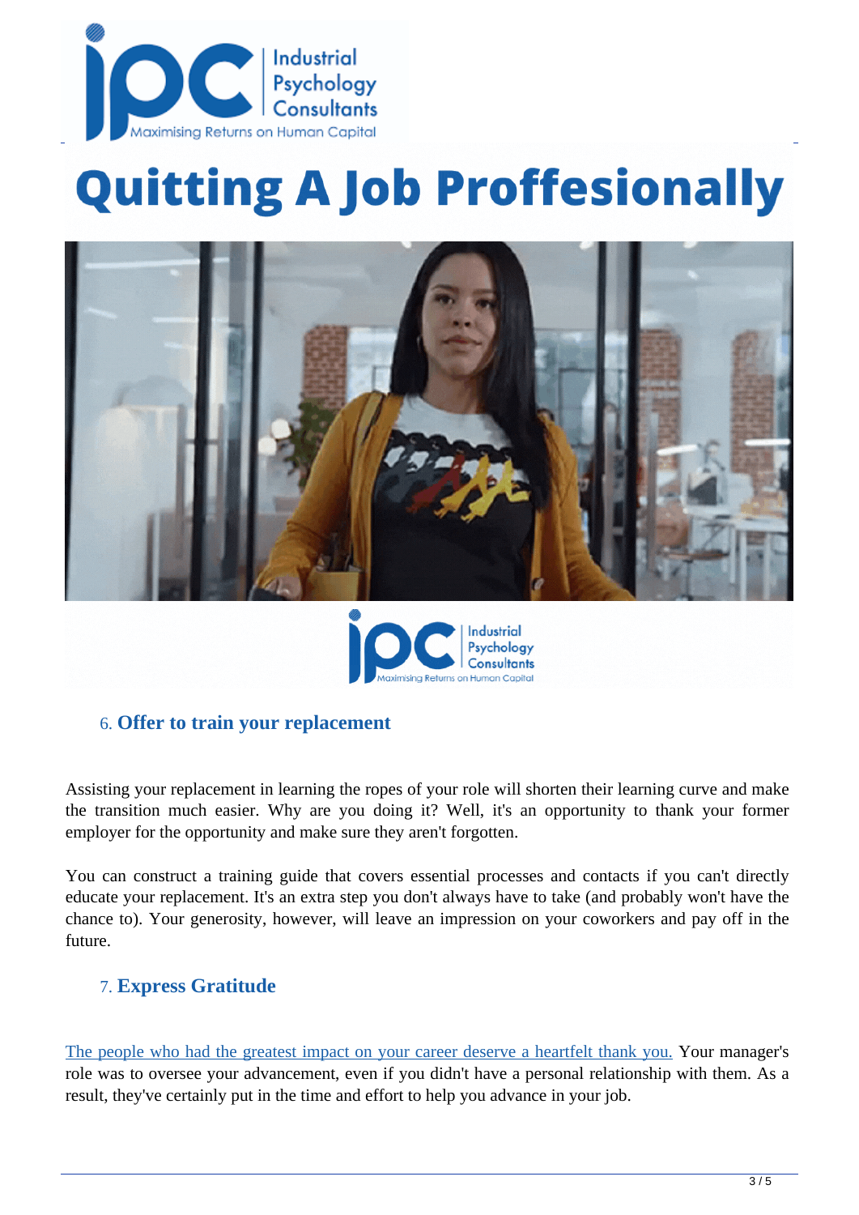# Quitting A Job Proffesionally

6. **Offer to train your replacement**

Assisting your replacement in learning the ropes of your role will shorten their learning curve and make the transition much easier. Why are you doing it? Well, it's an opportunity to thank your former employer for the opportunity and make sure they aren't forgotten.

You can construct a training guide that covers essential processes and contacts if you can't directly educate your replacement. It's an extra step you don't always have to take (and probably won't have the chance to). Your generosity, however, will leave an impression on your coworkers and pay off in the future.

7. **Express Gratitude**

The people who had the greatest impact on your career deserve a heartfelt thank you. Your manager's role was to oversee your advancement, even if you didn't have a personal relationship with them. As a result, they've certainly put in the time and effort to help you advance in your job.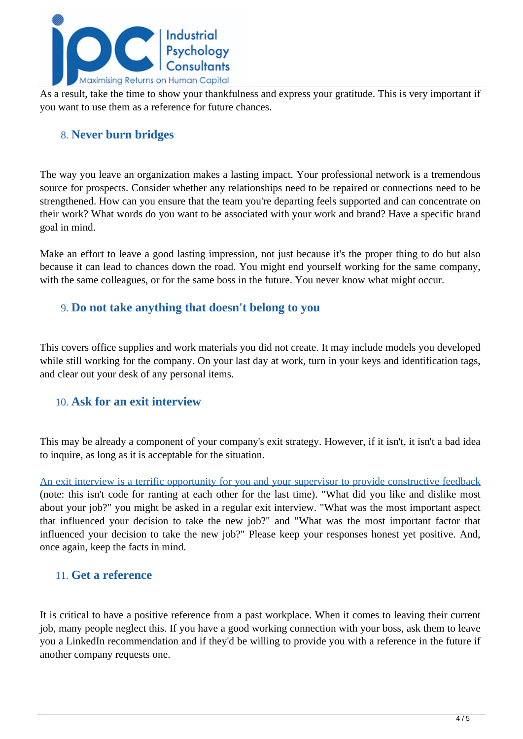As a result, take the time to show your thankfulness and express your gratitude. This is very important if you want to use them as a reference for future chances.

## 8. Never burn bridges

The way you leave an organization makes a lasting impact. Your professional network is a tremendous source for prospects. Consider whether any relationships need to be repaired or connections need to be strengthened. How can you ensure that the team you're departing feels supported and can concentrate on their work? What words do you want to be associated with your work and brand? Have a specific brand goal in mind.

Make an effort to leave a good lasting impression, not just because it's the proper thing to do but also because it can lead to chances down the road. You might end yourself working for the same company, with the same colleagues, or for the same boss in the future. You never know what might occur.

## 9. Do not take anything that doesn't belong to you

This covers office supplies and work materials you did not create. It may include models you developed while still working for the company. On your last day at work, turn in your keys and identification tags, and clear out your desk of any personal items.

## 10. Ask for an exit interview

This may be already a component of your company's exit strategy. However, if it isn't, it isn't a bad idea to inquire, as long as it is acceptable for the situation.

An exit interview is a terrific opportunity for you and your supervisor to provide constructive feedback (note: this isn't code for ranting at each other for the last time). "What did you like and dislike most about your job?" you might be asked in a regular exit interview. "What was the most important aspect that influenced your decision to take the new job?" and "What was the most important factor that influenced your decision to take the new job?" Please keep your responses honest yet positive. And, once again, keep the facts in mind.

## 11. Get a reference

It is critical to have a positive reference from a past workplace. When it comes to leaving their current job, many people neglect this. If you have a good working connection with your boss, ask them to leave you a LinkedIn recommendation and if they'd be willing to provide you with a reference in the future if another company requests one.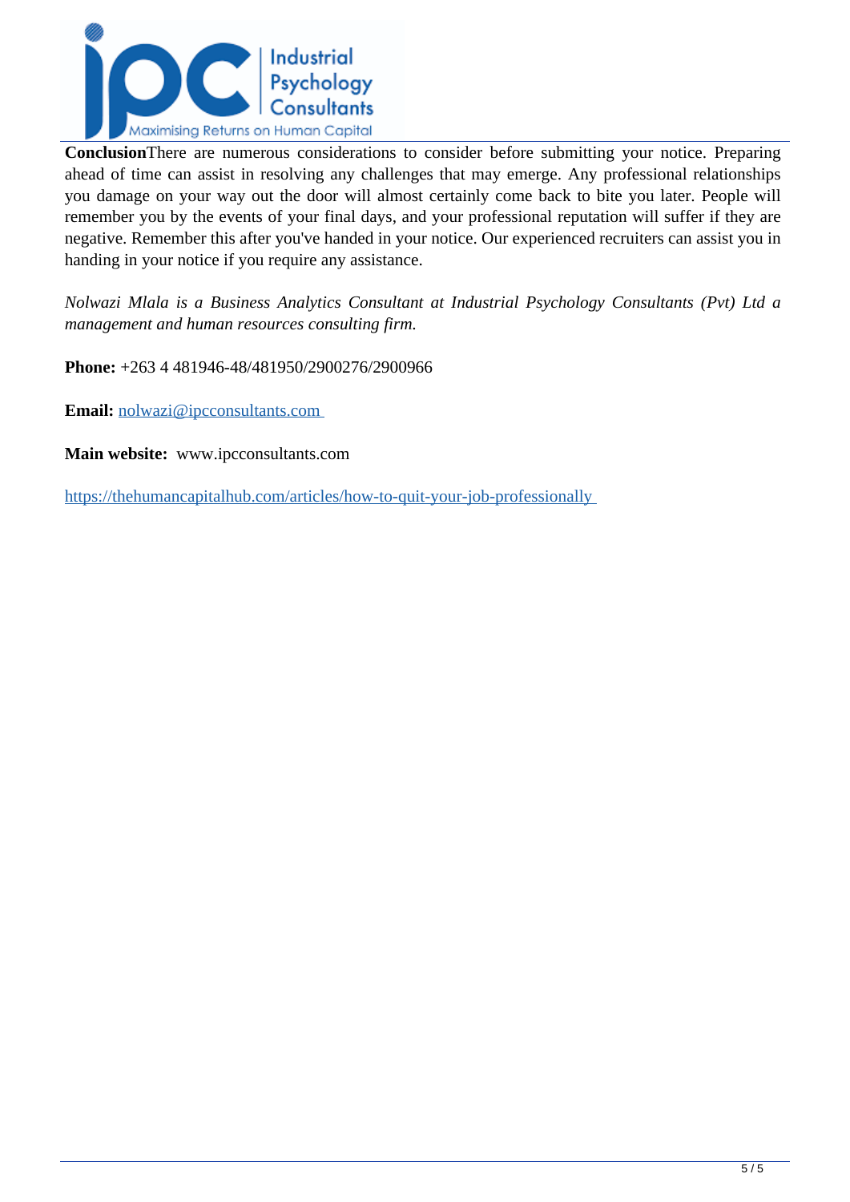**Conclusion**There are numerous considerations to consider before submitting your notice. Preparing ahead of time can assist in resolving any challenges that may emerge. Any professional relationships you damage on your way out the door will almost certainly come back to bite you later. People will remember you by the events of your final days, and your professional reputation will suffer if they are negative. Remember this after you've handed in your notice. Our experienced recruiters can assist you in handing in your notice if you require any assistance.

*Nolwazi Mlala is a Business Analytics Consultant at Industrial Psychology Consultants (Pvt) Ltd a management and human resources consulting firm.*

**Phone:** +263 4 481946-48/481950/2900276/2900966

**Email:** nolwazi@ipcconsultants.com

**Main website:** www.ipcconsultants.com

https://thehumancapitalhub.com/articles/how-to-quit-your-job-professionally